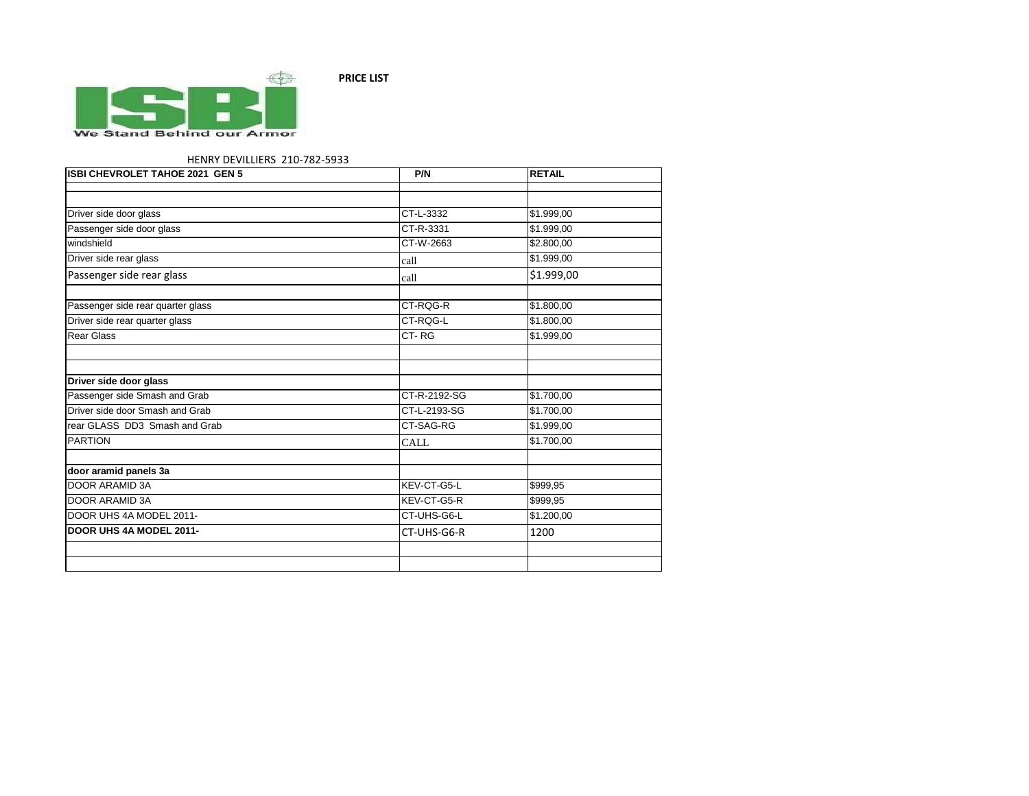ISBI

We Stand Behind our Armor

**PRICE LIST**

HENRY DEVILLIERS 210-782-5933

| ISBI CHEVROLET TAHOE 2021 GEN 5 | P/N | RETAIL |
|---|---|---|
| | | |
| | | |
| Driver side door glass | CT-L-3332 | $1.999,00 |
| Passenger side door glass | CT-R-3331 | $1.999,00 |
| windshield | CT-W-2663 | $2.800,00 |
| Driver side rear glass | call | $1.999,00 |
| Passenger side rear glass | call | $1.999,00 |
| | | |
| Passenger side rear quarter glass | CT-RQG-R | $1.800,00 |
| Driver side rear quarter glass | CT-RQG-L | $1.800,00 |
| Rear Glass | CT- RG | $1.999,00 |
| | | |
| | | |
| **Driver side door glass** | | |
| Passenger side Smash and Grab | CT-R-2192-SG | $1.700,00 |
| Driver side door Smash and Grab | CT-L-2193-SG | $1.700,00 |
| rear GLASS DD3 Smash and Grab | CT-SAG-RG | $1.999,00 |
| PARTION | CALL | $1.700,00 |
| | | |
| **door aramid panels 3a** | | |
| DOOR ARAMID 3A | KEV-CT-G5-L | $999,95 |
| DOOR ARAMID 3A | KEV-CT-G5-R | $999,95 |
| DOOR UHS 4A MODEL 2011- | CT-UHS-G6-L | $1.200,00 |
| **DOOR UHS 4A MODEL 2011-** | CT-UHS-G6-R | 1200 |
| | | |
| | | |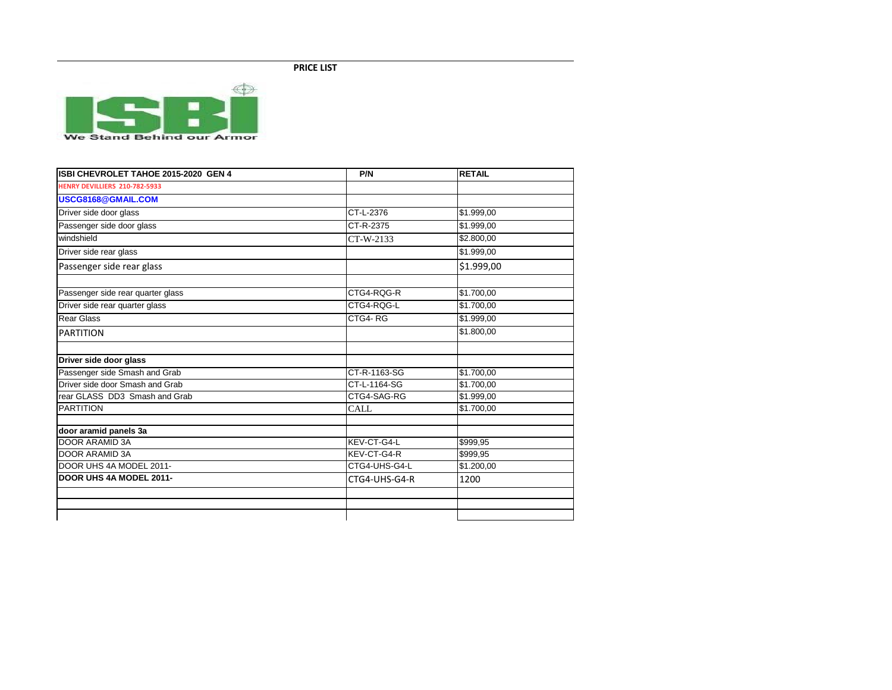**PRICE LIST**

ISBI

We Stand Behind our Armor

| ISBI CHEVROLET TAHOE 2015-2020 GEN 4 | P/N | RETAIL |
|---|---|---|
| HENRY DEVILLIERS 210-782-5933 | | |
| USCG8168@GMAIL.COM | | |
| Driver side door glass | CT-L-2376 | $1.999,00 |
| Passenger side door glass | CT-R-2375 | $1.999,00 |
| windshield | CT-W-2133 | $2.800,00 |
| Driver side rear glass | | $1.999,00 |
| Passenger side rear glass | | $1.999,00 |
| | | |
| Passenger side rear quarter glass | CTG4-RQG-R | $1.700,00 |
| Driver side rear quarter glass | CTG4-RQG-L | $1.700,00 |
| Rear Glass | CTG4- RG | $1.999,00 |
| PARTITION | | $1.800,00 |
| | | |
| **Driver side door glass** | | |
| Passenger side Smash and Grab | CT-R-1163-SG | $1.700,00 |
| Driver side door Smash and Grab | CT-L-1164-SG | $1.700,00 |
| rear GLASS DD3 Smash and Grab | CTG4-SAG-RG | $1.999,00 |
| PARTITION | CALL | $1.700,00 |
| | | |
| **door aramid panels 3a** | | |
| DOOR ARAMID 3A | KEV-CT-G4-L | $999,95 |
| DOOR ARAMID 3A | KEV-CT-G4-R | $999,95 |
| DOOR UHS 4A MODEL 2011- | CTG4-UHS-G4-L | $1.200,00 |
| **DOOR UHS 4A MODEL 2011-** | CTG4-UHS-G4-R | 1200 |
| | | |
| | | |
| | | |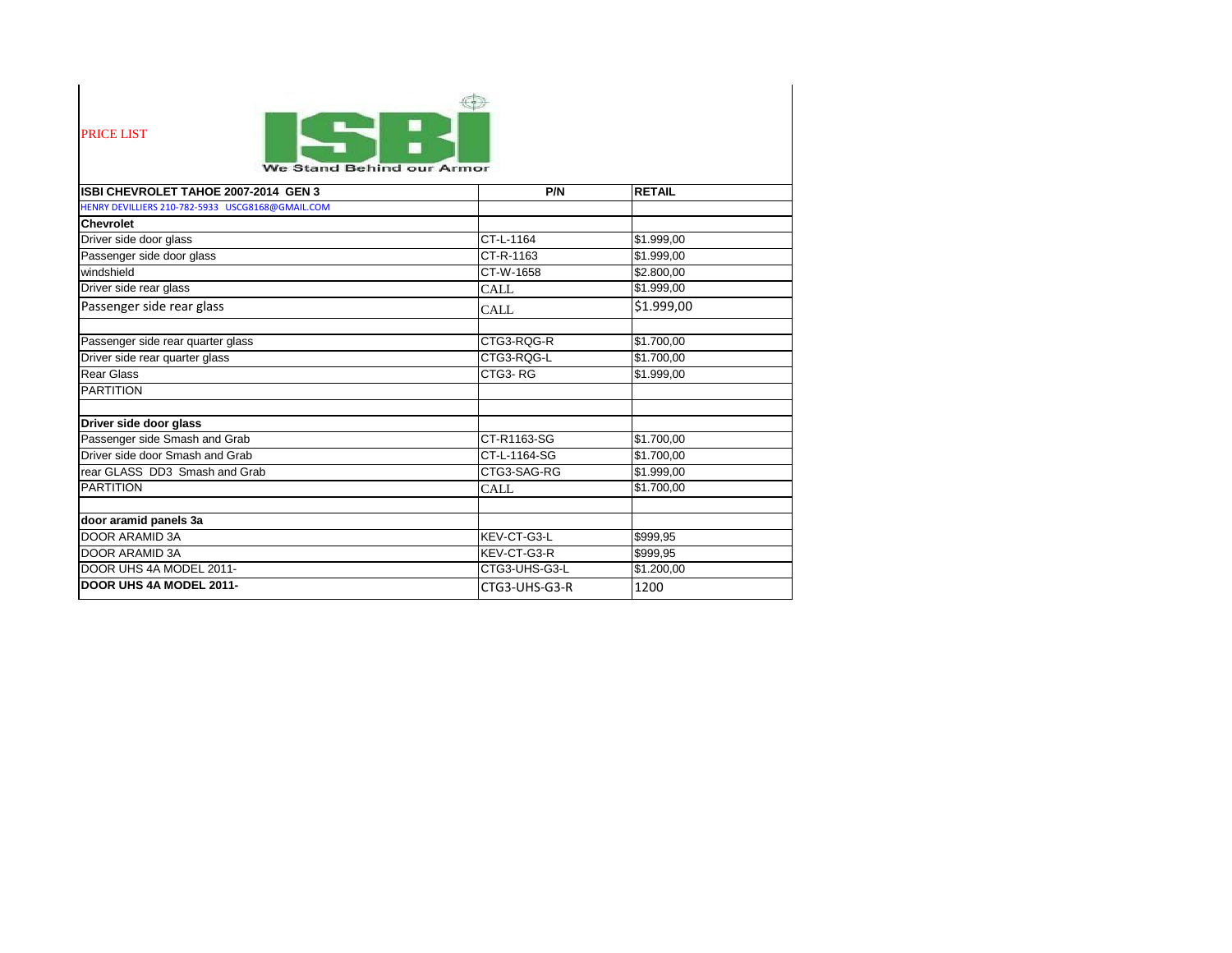PRICE LIST

ISBI
We Stand Behind our Armor

| ISBI CHEVROLET TAHOE 2007-2014 GEN 3 | P/N | RETAIL |
|---|---|---|
| HENRY DEVILLIERS 210-782-5933 USCG8168@GMAIL.COM | | |
| **Chevrolet** | | |
| Driver side door glass | CT-L-1164 | $1.999,00 |
| Passenger side door glass | CT-R-1163 | $1.999,00 |
| windshield | CT-W-1658 | $2.800,00 |
| Driver side rear glass | CALL | $1.999,00 |
| Passenger side rear glass | CALL | $1.999,00 |
| | | |
| Passenger side rear quarter glass | CTG3-RQG-R | $1.700,00 |
| Driver side rear quarter glass | CTG3-RQG-L | $1.700,00 |
| Rear Glass | CTG3- RG | $1.999,00 |
| PARTITION | | |
| | | |
| **Driver side door glass** | | |
| Passenger side Smash and Grab | CT-R1163-SG | $1.700,00 |
| Driver side door Smash and Grab | CT-L-1164-SG | $1.700,00 |
| rear GLASS DD3 Smash and Grab | CTG3-SAG-RG | $1.999,00 |
| PARTITION | CALL | $1.700,00 |
| | | |
| **door aramid panels 3a** | | |
| DOOR ARAMID 3A | KEV-CT-G3-L | $999,95 |
| DOOR ARAMID 3A | KEV-CT-G3-R | $999,95 |
| DOOR UHS 4A MODEL 2011- | CTG3-UHS-G3-L | $1.200,00 |
| **DOOR UHS 4A MODEL 2011-** | CTG3-UHS-G3-R | 1200 |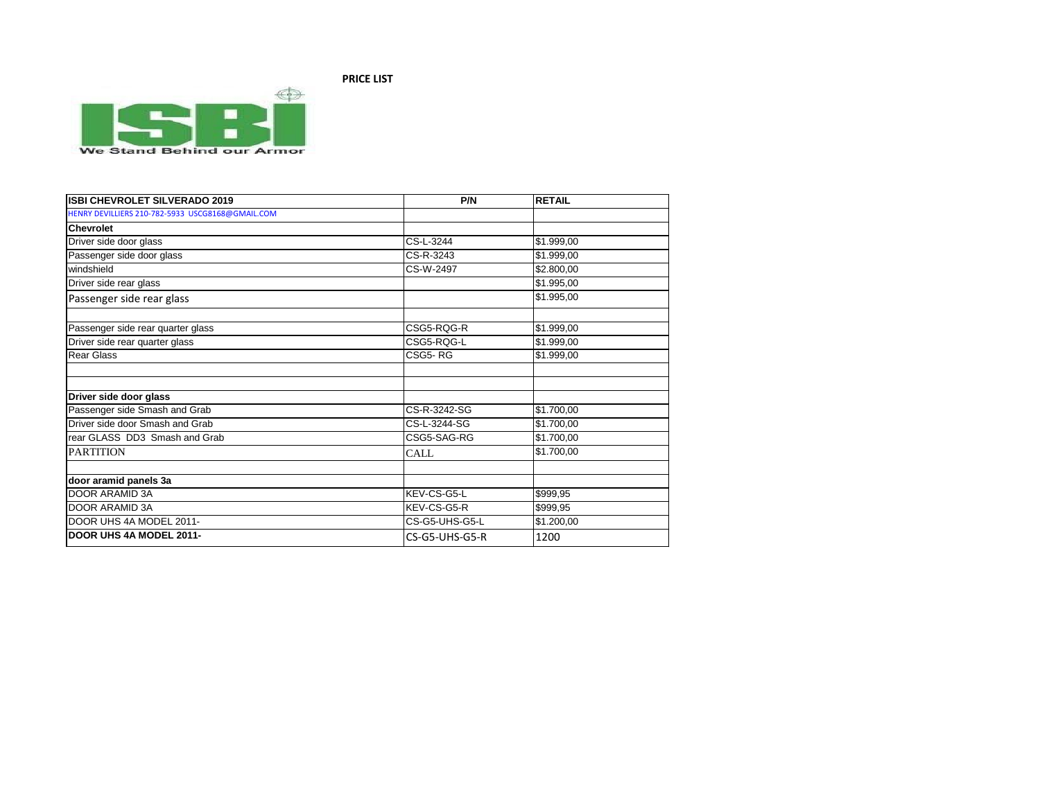**PRICE LIST**

ISBI

We Stand Behind our Armor

| ISBI CHEVROLET SILVERADO 2019 | P/N | RETAIL |
|---|---|---|
| HENRY DEVILLIERS 210-782-5933 USCG8168@GMAIL.COM | | |
| **Chevrolet** | | |
| Driver side door glass | CS-L-3244 | $1.999,00 |
| Passenger side door glass | CS-R-3243 | $1.999,00 |
| windshield | CS-W-2497 | $2.800,00 |
| Driver side rear glass | | $1.995,00 |
| Passenger side rear glass | | $1.995,00 |
| | | |
| Passenger side rear quarter glass | CSG5-RQG-R | $1.999,00 |
| Driver side rear quarter glass | CSG5-RQG-L | $1.999,00 |
| Rear Glass | CSG5- RG | $1.999,00 |
| | | |
| | | |
| **Driver side door glass** | | |
| Passenger side Smash and Grab | CS-R-3242-SG | $1.700,00 |
| Driver side door Smash and Grab | CS-L-3244-SG | $1.700,00 |
| rear GLASS DD3 Smash and Grab | CSG5-SAG-RG | $1.700,00 |
| PARTITION | CALL | $1.700,00 |
| | | |
| **door aramid panels 3a** | | |
| DOOR ARAMID 3A | KEV-CS-G5-L | $999,95 |
| DOOR ARAMID 3A | KEV-CS-G5-R | $999,95 |
| DOOR UHS 4A MODEL 2011- | CS-G5-UHS-G5-L | $1.200,00 |
| **DOOR UHS 4A MODEL 2011-** | CS-G5-UHS-G5-R | 1200 |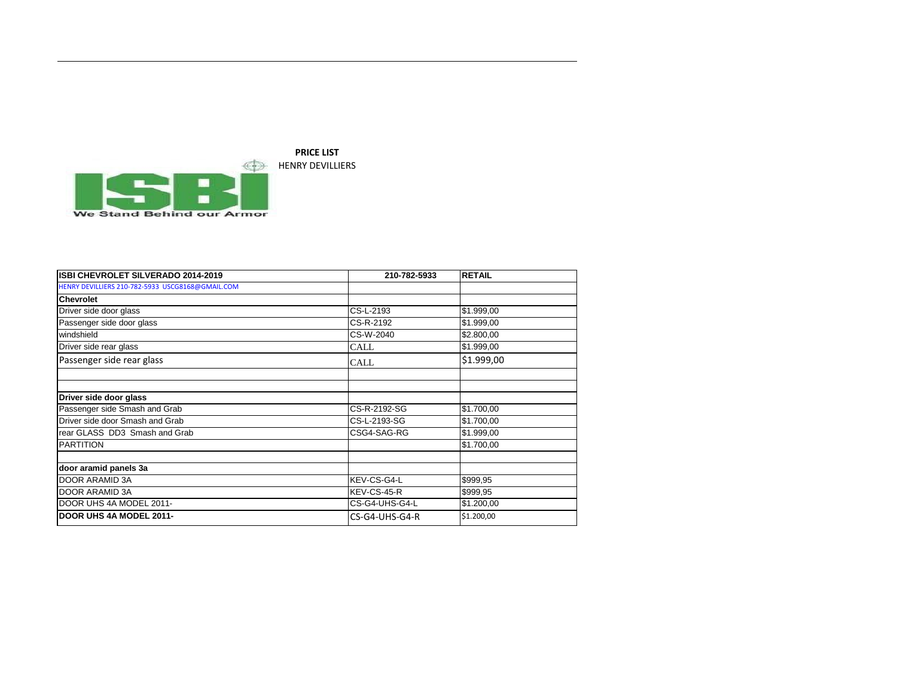**PRICE LIST**
HENRY DEVILLIERS

We Stand Behind our Armor

| ISBI CHEVROLET SILVERADO 2014-2019 | 210-782-5933 | RETAIL |
|---|---|---|
| HENRY DEVILLIERS 210-782-5933 USCG8168@GMAIL.COM | | |
| **Chevrolet** | | |
| Driver side door glass | CS-L-2193 | $1.999,00 |
| Passenger side door glass | CS-R-2192 | $1.999,00 |
| windshield | CS-W-2040 | $2.800,00 |
| Driver side rear glass | CALL | $1.999,00 |
| Passenger side rear glass | CALL | $1.999,00 |
| | | |
| | | |
| **Driver side door glass** | | |
| Passenger side Smash and Grab | CS-R-2192-SG | $1.700,00 |
| Driver side door Smash and Grab | CS-L-2193-SG | $1.700,00 |
| rear GLASS DD3 Smash and Grab | CSG4-SAG-RG | $1.999,00 |
| PARTITION | | $1.700,00 |
| | | |
| **door aramid panels 3a** | | |
| DOOR ARAMID 3A | KEV-CS-G4-L | $999,95 |
| DOOR ARAMID 3A | KEV-CS-45-R | $999,95 |
| DOOR UHS 4A MODEL 2011- | CS-G4-UHS-G4-L | $1.200,00 |
| **DOOR UHS 4A MODEL 2011-** | CS-G4-UHS-G4-R | $1.200,00 |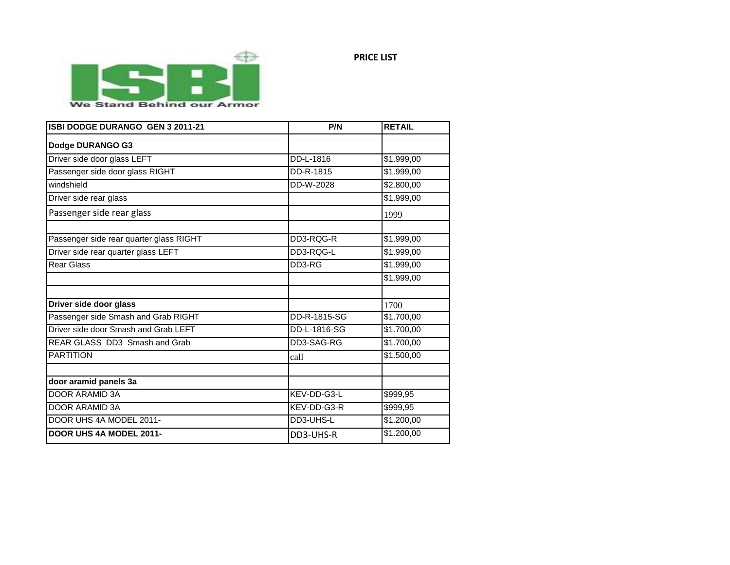ISBI

We Stand Behind our Armor

**PRICE LIST**

| ISBI DODGE DURANGO GEN 3 2011-21 | P/N | RETAIL |
|---|---|---|
| **Dodge DURANGO G3** | | |
| Driver side door glass LEFT | DD-L-1816 | $1.999,00 |
| Passenger side door glass RIGHT | DD-R-1815 | $1.999,00 |
| windshield | DD-W-2028 | $2.800,00 |
| Driver side rear glass | | $1.999,00 |
| Passenger side rear glass | | 1999 |
| | | |
| Passenger side rear quarter glass RIGHT | DD3-RQG-R | $1.999,00 |
| Driver side rear quarter glass LEFT | DD3-RQG-L | $1.999,00 |
| Rear Glass | DD3-RG | $1.999,00 |
| | | $1.999,00 |
| | | |
| **Driver side door glass** | | 1700 |
| Passenger side Smash and Grab RIGHT | DD-R-1815-SG | $1.700,00 |
| Driver side door Smash and Grab LEFT | DD-L-1816-SG | $1.700,00 |
| REAR GLASS DD3 Smash and Grab | DD3-SAG-RG | $1.700,00 |
| PARTITION | call | $1.500,00 |
| | | |
| **door aramid panels 3a** | | |
| DOOR ARAMID 3A | KEV-DD-G3-L | $999,95 |
| DOOR ARAMID 3A | KEV-DD-G3-R | $999,95 |
| DOOR UHS 4A MODEL 2011- | DD3-UHS-L | $1.200,00 |
| **DOOR UHS 4A MODEL 2011-** | DD3-UHS-R | $1.200,00 |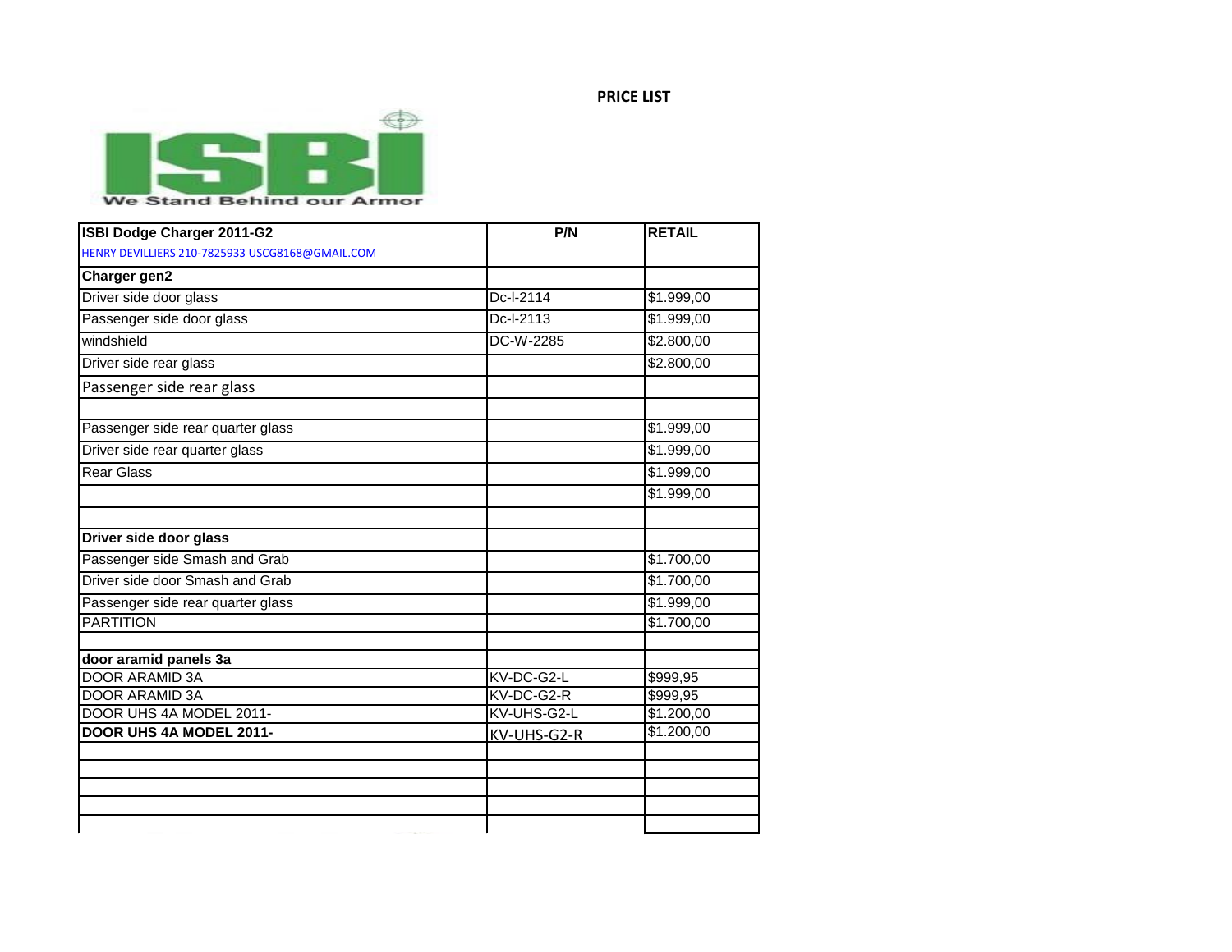**PRICE LIST**

ISBI

We Stand Behind our Armor

| ISBI Dodge Charger 2011-G2 | P/N | RETAIL |
|---|---|---|
| HENRY DEVILLIERS 210-7825933 USCG8168@GMAIL.COM | | |
| **Charger gen2** | | |
| Driver side door glass | Dc-I-2114 | $1.999,00 |
| Passenger side door glass | Dc-I-2113 | $1.999,00 |
| windshield | DC-W-2285 | $2.800,00 |
| Driver side rear glass | | $2.800,00 |
| Passenger side rear glass | | |
| | | |
| Passenger side rear quarter glass | | $1.999,00 |
| Driver side rear quarter glass | | $1.999,00 |
| Rear Glass | | $1.999,00 |
| | | $1.999,00 |
| | | |
| **Driver side door glass** | | |
| Passenger side Smash and Grab | | $1.700,00 |
| Driver side door Smash and Grab | | $1.700,00 |
| Passenger side rear quarter glass | | $1.999,00 |
| PARTITION | | $1.700,00 |
| | | |
| **door aramid panels 3a** | | |
| DOOR ARAMID 3A | KV-DC-G2-L | $999,95 |
| DOOR ARAMID 3A | KV-DC-G2-R | $999,95 |
| DOOR UHS 4A MODEL 2011- | KV-UHS-G2-L | $1.200,00 |
| **DOOR UHS 4A MODEL 2011-** | KV-UHS-G2-R | $1.200,00 |
| | | |
| | | |
| | | |
| | | |
| | | |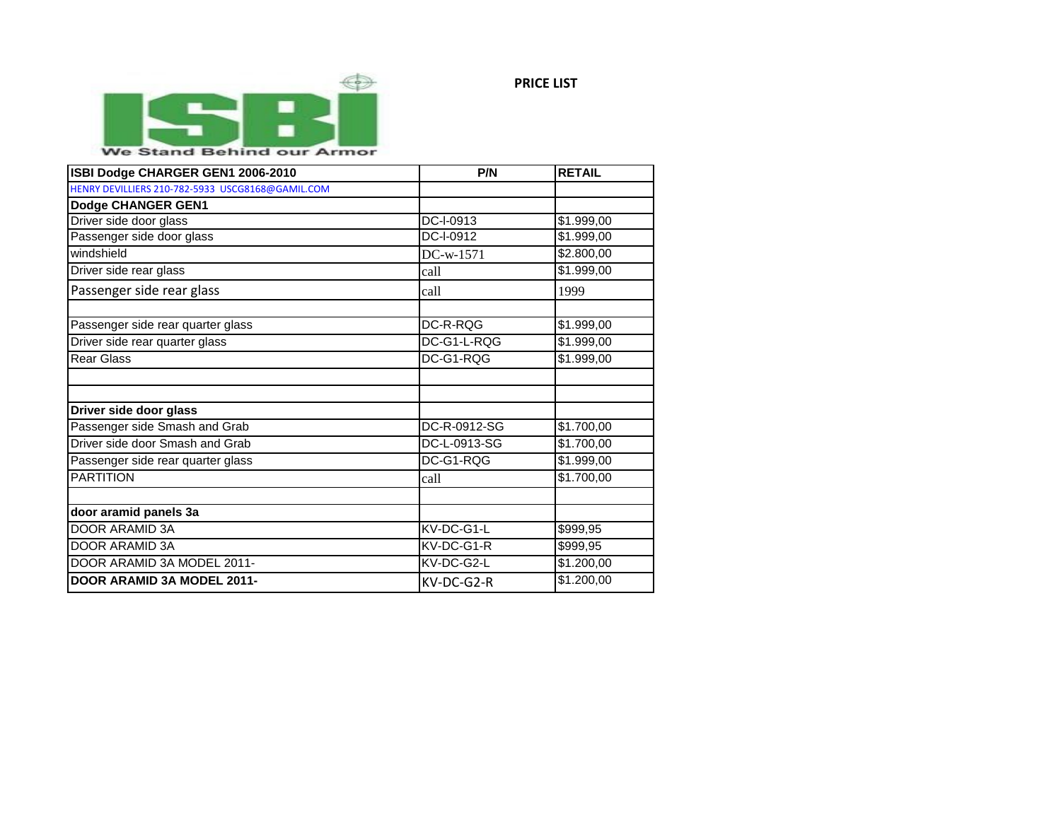ISBI

We Stand Behind our Armor

**PRICE LIST**

| ISBI Dodge CHARGER GEN1 2006-2010 | P/N | RETAIL |
|---|---|---|
| HENRY DEVILLIERS 210-782-5933 USCG8168@GAMIL.COM | | |
| **Dodge CHANGER GEN1** | | |
| Driver side door glass | DC-I-0913 | $1.999,00 |
| Passenger side door glass | DC-I-0912 | $1.999,00 |
| windshield | DC-w-1571 | $2.800,00 |
| Driver side rear glass | call | $1.999,00 |
| Passenger side rear glass | call | 1999 |
| | | |
| Passenger side rear quarter glass | DC-R-RQG | $1.999,00 |
| Driver side rear quarter glass | DC-G1-L-RQG | $1.999,00 |
| Rear Glass | DC-G1-RQG | $1.999,00 |
| | | |
| | | |
| **Driver side door glass** | | |
| Passenger side Smash and Grab | DC-R-0912-SG | $1.700,00 |
| Driver side door Smash and Grab | DC-L-0913-SG | $1.700,00 |
| Passenger side rear quarter glass | DC-G1-RQG | $1.999,00 |
| PARTITION | call | $1.700,00 |
| | | |
| **door aramid panels 3a** | | |
| DOOR ARAMID 3A | KV-DC-G1-L | $999,95 |
| DOOR ARAMID 3A | KV-DC-G1-R | $999,95 |
| DOOR ARAMID 3A MODEL 2011- | KV-DC-G2-L | $1.200,00 |
| **DOOR ARAMID 3A MODEL 2011-** | KV-DC-G2-R | $1.200,00 |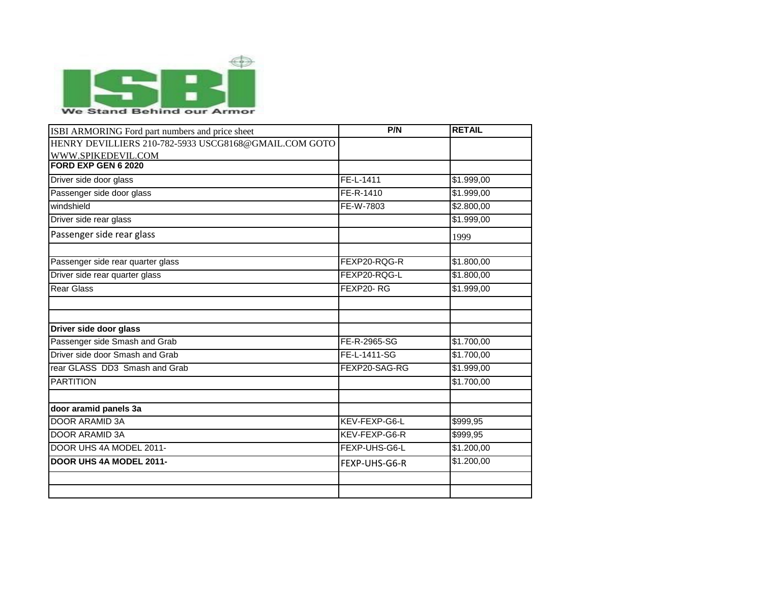ISBI
We Stand Behind our Armor

| ISBI ARMORING Ford part numbers and price sheet | P/N | RETAIL |
|---|---|---|
| HENRY DEVILLIERS 210-782-5933 USCG8168@GMAIL.COM GOTO WWW.SPIKEDEVIL.COM | | |
| **FORD EXP GEN 6 2020** | | |
| Driver side door glass | FE-L-1411 | $1.999,00 |
| Passenger side door glass | FE-R-1410 | $1.999,00 |
| windshield | FE-W-7803 | $2.800,00 |
| Driver side rear glass | | $1.999,00 |
| Passenger side rear glass | | 1999 |
| | | |
| Passenger side rear quarter glass | FEXP20-RQG-R | $1.800,00 |
| Driver side rear quarter glass | FEXP20-RQG-L | $1.800,00 |
| Rear Glass | FEXP20- RG | $1.999,00 |
| | | |
| | | |
| **Driver side door glass** | | |
| Passenger side Smash and Grab | FE-R-2965-SG | $1.700,00 |
| Driver side door Smash and Grab | FE-L-1411-SG | $1.700,00 |
| rear GLASS DD3 Smash and Grab | FEXP20-SAG-RG | $1.999,00 |
| PARTITION | | $1.700,00 |
| | | |
| **door aramid panels 3a** | | |
| DOOR ARAMID 3A | KEV-FEXP-G6-L | $999,95 |
| DOOR ARAMID 3A | KEV-FEXP-G6-R | $999,95 |
| DOOR UHS 4A MODEL 2011- | FEXP-UHS-G6-L | $1.200,00 |
| **DOOR UHS 4A MODEL 2011-** | FEXP-UHS-G6-R | $1.200,00 |
| | | |
| | | |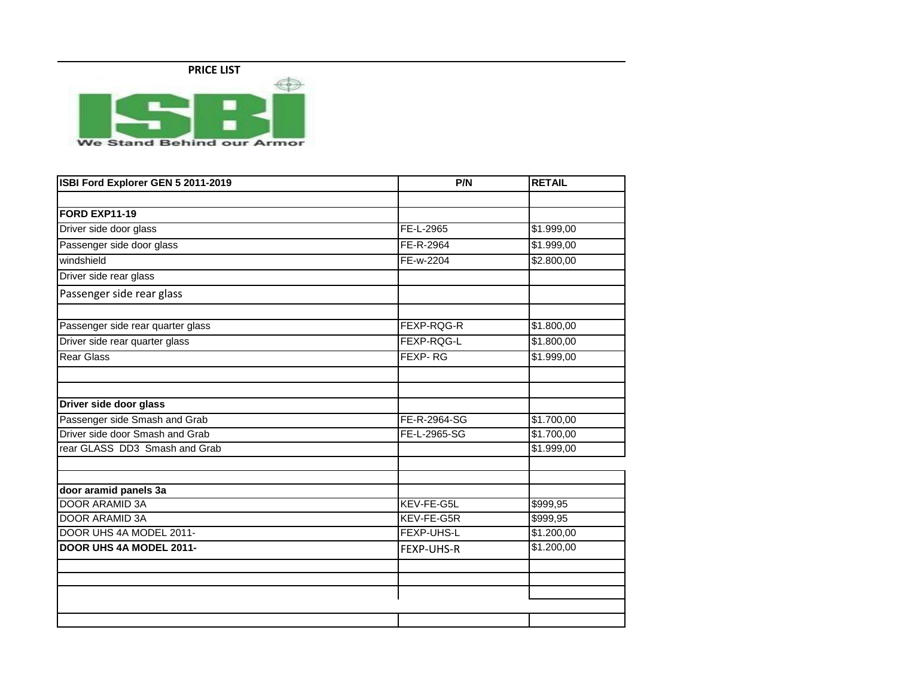**PRICE LIST**

ISBI

We Stand Behind our Armor

| ISBI Ford Explorer GEN 5 2011-2019 | P/N | RETAIL |
| --- | --- | --- |
| | | |
| **FORD EXP11-19** | | |
| Driver side door glass | FE-L-2965 | $1.999,00 |
| Passenger side door glass | FE-R-2964 | $1.999,00 |
| windshield | FE-w-2204 | $2.800,00 |
| Driver side rear glass | | |
| Passenger side rear glass | | |
| | | |
| Passenger side rear quarter glass | FEXP-RQG-R | $1.800,00 |
| Driver side rear quarter glass | FEXP-RQG-L | $1.800,00 |
| Rear Glass | FEXP- RG | $1.999,00 |
| | | |
| | | |
| **Driver side door glass** | | |
| Passenger side Smash and Grab | FE-R-2964-SG | $1.700,00 |
| Driver side door Smash and Grab | FE-L-2965-SG | $1.700,00 |
| rear GLASS DD3 Smash and Grab | | $1.999,00 |
| | | |
| | | |
| **door aramid panels 3a** | | |
| DOOR ARAMID 3A | KEV-FE-G5L | $999,95 |
| DOOR ARAMID 3A | KEV-FE-G5R | $999,95 |
| DOOR UHS 4A MODEL 2011- | FEXP-UHS-L | $1.200,00 |
| **DOOR UHS 4A MODEL 2011-** | FEXP-UHS-R | $1.200,00 |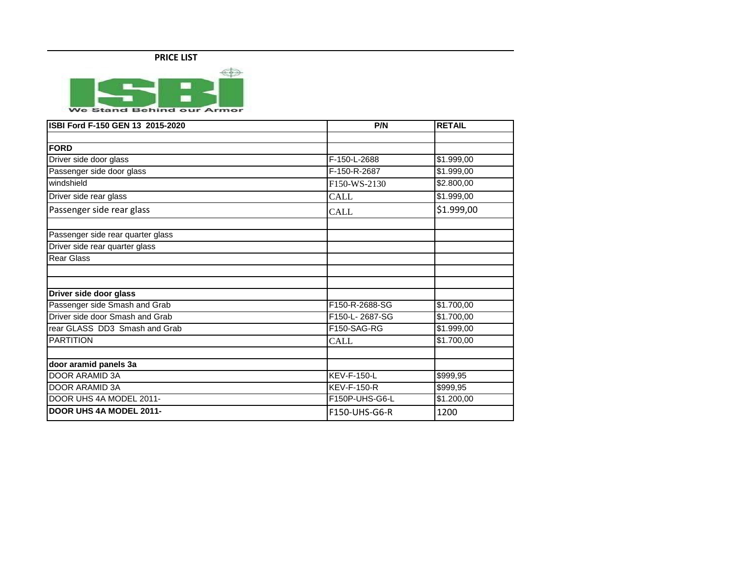**PRICE LIST**

ISBI
We Stand Behind our Armor

| ISBI Ford F-150 GEN 13 2015-2020 | P/N | RETAIL |
|---|---|---|
| | | |
| **FORD** | | |
| Driver side door glass | F-150-L-2688 | $1.999,00 |
| Passenger side door glass | F-150-R-2687 | $1.999,00 |
| windshield | F150-WS-2130 | $2.800,00 |
| Driver side rear glass | CALL | $1.999,00 |
| Passenger side rear glass | CALL | $1.999,00 |
| | | |
| Passenger side rear quarter glass | | |
| Driver side rear quarter glass | | |
| Rear Glass | | |
| | | |
| | | |
| **Driver side door glass** | | |
| Passenger side Smash and Grab | F150-R-2688-SG | $1.700,00 |
| Driver side door Smash and Grab | F150-L- 2687-SG | $1.700,00 |
| rear GLASS DD3 Smash and Grab | F150-SAG-RG | $1.999,00 |
| PARTITION | CALL | $1.700,00 |
| | | |
| **door aramid panels 3a** | | |
| DOOR ARAMID 3A | KEV-F-150-L | $999,95 |
| DOOR ARAMID 3A | KEV-F-150-R | $999,95 |
| DOOR UHS 4A MODEL 2011- | F150P-UHS-G6-L | $1.200,00 |
| **DOOR UHS 4A MODEL 2011-** | F150-UHS-G6-R | 1200 |